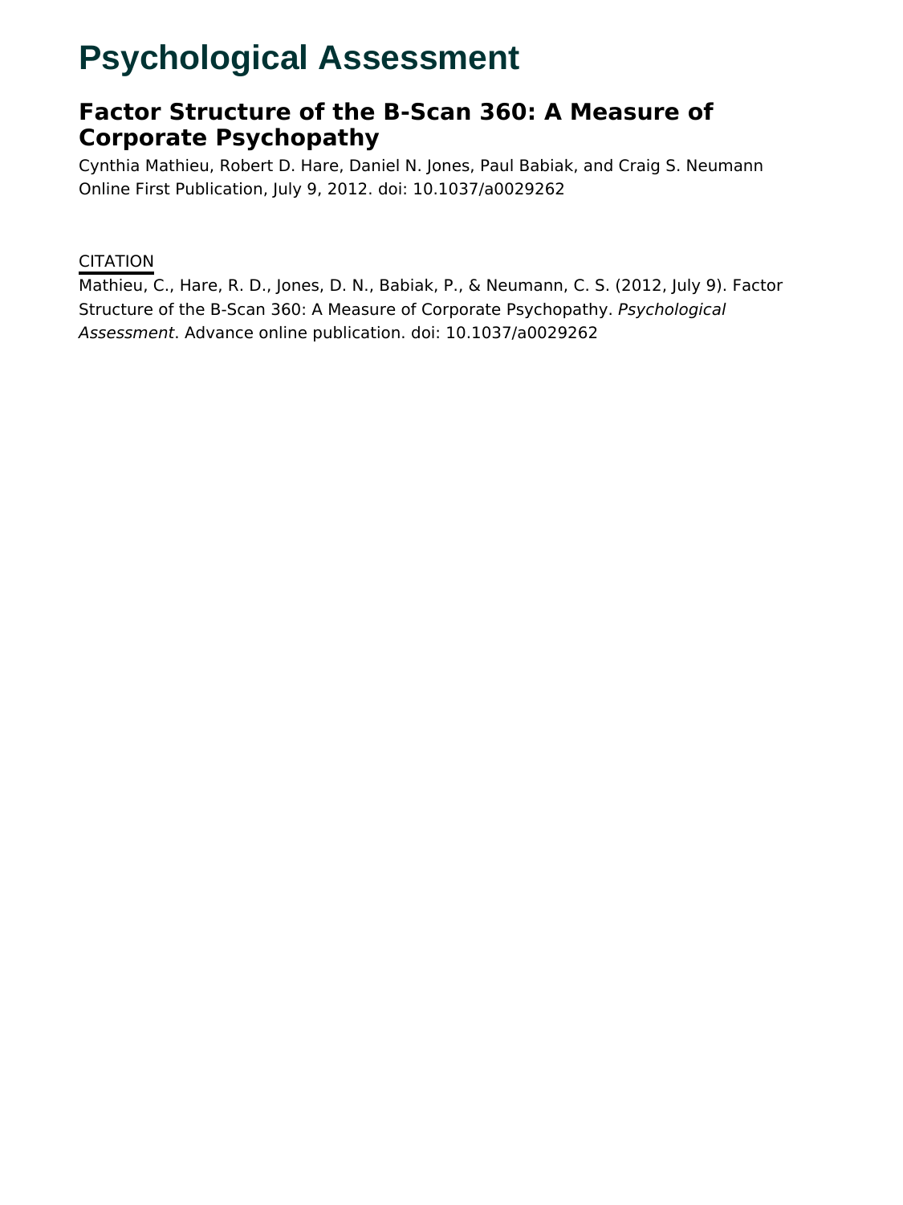# Psychological Assessment

## Factor Structure of the B-Scan 360: A Measure of Corporate Psychopathy

Cynthia Mathieu, Robert D. Hare, Daniel N. Jones, Paul Babiak, and Craig S. Neumann
Online First Publication, July 9, 2012. doi: 10.1037/a0029262

CITATION

Mathieu, C., Hare, R. D., Jones, D. N., Babiak, P., & Neumann, C. S. (2012, July 9). Factor Structure of the B-Scan 360: A Measure of Corporate Psychopathy. *Psychological Assessment*. Advance online publication. doi: 10.1037/a0029262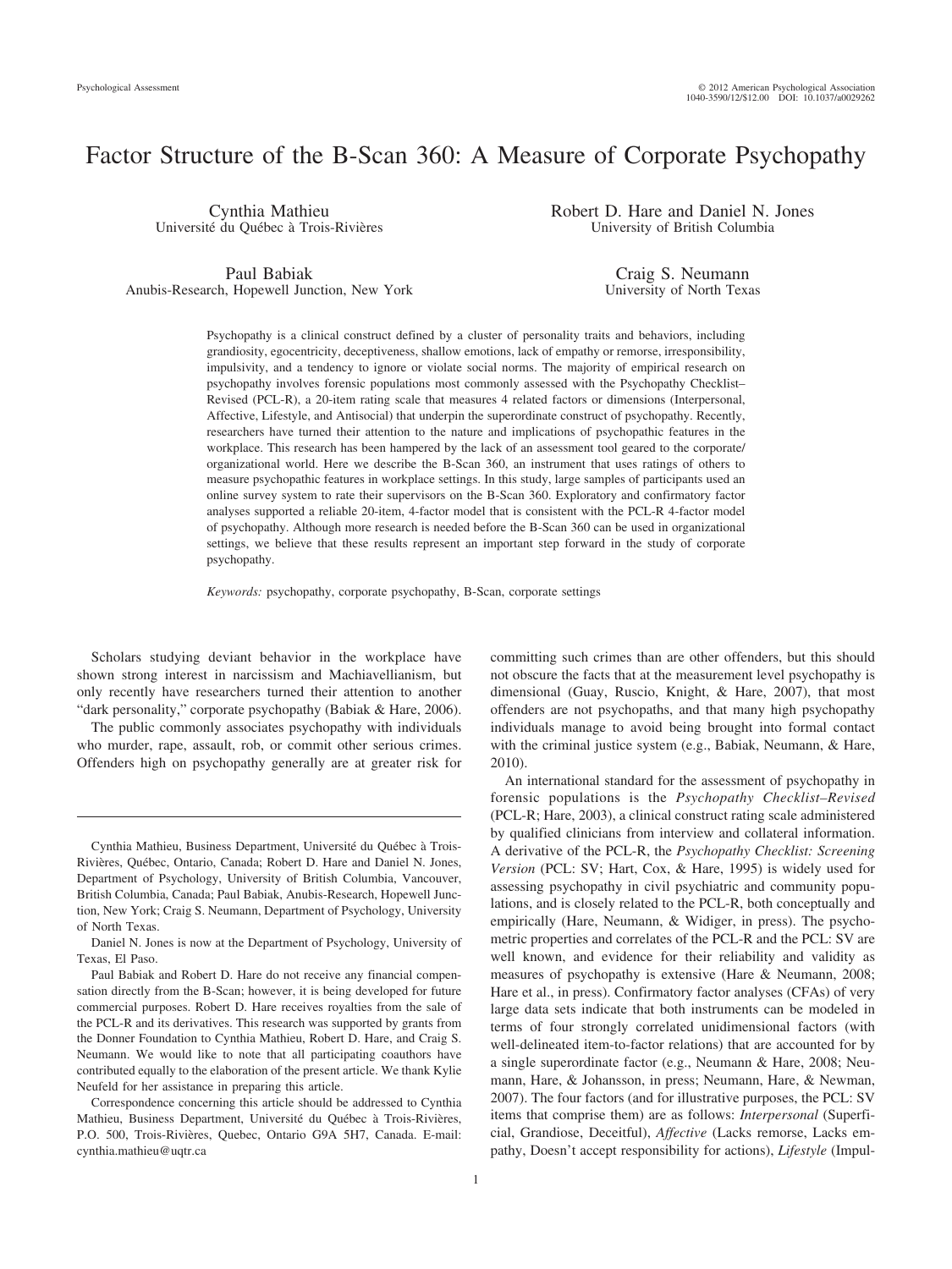# Factor Structure of the B-Scan 360: A Measure of Corporate Psychopathy

Cynthia Mathieu
Université du Québec à Trois-Rivières

Robert D. Hare and Daniel N. Jones
University of British Columbia

Paul Babiak
Anubis-Research, Hopewell Junction, New York

Craig S. Neumann
University of North Texas

Psychopathy is a clinical construct defined by a cluster of personality traits and behaviors, including grandiosity, egocentricity, deceptiveness, shallow emotions, lack of empathy or remorse, irresponsibility, impulsivity, and a tendency to ignore or violate social norms. The majority of empirical research on psychopathy involves forensic populations most commonly assessed with the Psychopathy Checklist–Revised (PCL-R), a 20-item rating scale that measures 4 related factors or dimensions (Interpersonal, Affective, Lifestyle, and Antisocial) that underpin the superordinate construct of psychopathy. Recently, researchers have turned their attention to the nature and implications of psychopathic features in the workplace. This research has been hampered by the lack of an assessment tool geared to the corporate/organizational world. Here we describe the B-Scan 360, an instrument that uses ratings of others to measure psychopathic features in workplace settings. In this study, large samples of participants used an online survey system to rate their supervisors on the B-Scan 360. Exploratory and confirmatory factor analyses supported a reliable 20-item, 4-factor model that is consistent with the PCL-R 4-factor model of psychopathy. Although more research is needed before the B-Scan 360 can be used in organizational settings, we believe that these results represent an important step forward in the study of corporate psychopathy.

*Keywords:* psychopathy, corporate psychopathy, B-Scan, corporate settings

Scholars studying deviant behavior in the workplace have shown strong interest in narcissism and Machiavellianism, but only recently have researchers turned their attention to another "dark personality," corporate psychopathy (Babiak & Hare, 2006).

The public commonly associates psychopathy with individuals who murder, rape, assault, rob, or commit other serious crimes. Offenders high on psychopathy generally are at greater risk for committing such crimes than are other offenders, but this should not obscure the facts that at the measurement level psychopathy is dimensional (Guay, Ruscio, Knight, & Hare, 2007), that most offenders are not psychopaths, and that many high psychopathy individuals manage to avoid being brought into formal contact with the criminal justice system (e.g., Babiak, Neumann, & Hare, 2010).

An international standard for the assessment of psychopathy in forensic populations is the *Psychopathy Checklist–Revised* (PCL-R; Hare, 2003), a clinical construct rating scale administered by qualified clinicians from interview and collateral information. A derivative of the PCL-R, the *Psychopathy Checklist: Screening Version* (PCL: SV; Hart, Cox, & Hare, 1995) is widely used for assessing psychopathy in civil psychiatric and community populations, and is closely related to the PCL-R, both conceptually and empirically (Hare, Neumann, & Widiger, in press). The psychometric properties and correlates of the PCL-R and the PCL: SV are well known, and evidence for their reliability and validity as measures of psychopathy is extensive (Hare & Neumann, 2008; Hare et al., in press). Confirmatory factor analyses (CFAs) of very large data sets indicate that both instruments can be modeled in terms of four strongly correlated unidimensional factors (with well-delineated item-to-factor relations) that are accounted for by a single superordinate factor (e.g., Neumann & Hare, 2008; Neumann, Hare, & Johansson, in press; Neumann, Hare, & Newman, 2007). The four factors (and for illustrative purposes, the PCL: SV items that comprise them) are as follows: *Interpersonal* (Superficial, Grandiose, Deceitful), *Affective* (Lacks remorse, Lacks empathy, Doesn't accept responsibility for actions), *Lifestyle* (Impul-

Cynthia Mathieu, Business Department, Université du Québec à Trois-Rivières, Québec, Ontario, Canada; Robert D. Hare and Daniel N. Jones, Department of Psychology, University of British Columbia, Vancouver, British Columbia, Canada; Paul Babiak, Anubis-Research, Hopewell Junction, New York; Craig S. Neumann, Department of Psychology, University of North Texas.

Daniel N. Jones is now at the Department of Psychology, University of Texas, El Paso.

Paul Babiak and Robert D. Hare do not receive any financial compensation directly from the B-Scan; however, it is being developed for future commercial purposes. Robert D. Hare receives royalties from the sale of the PCL-R and its derivatives. This research was supported by grants from the Donner Foundation to Cynthia Mathieu, Robert D. Hare, and Craig S. Neumann. We would like to note that all participating coauthors have contributed equally to the elaboration of the present article. We thank Kylie Neufeld for her assistance in preparing this article.

Correspondence concerning this article should be addressed to Cynthia Mathieu, Business Department, Université du Québec à Trois-Rivières, P.O. 500, Trois-Rivières, Quebec, Ontario G9A 5H7, Canada. E-mail: cynthia.mathieu@uqtr.ca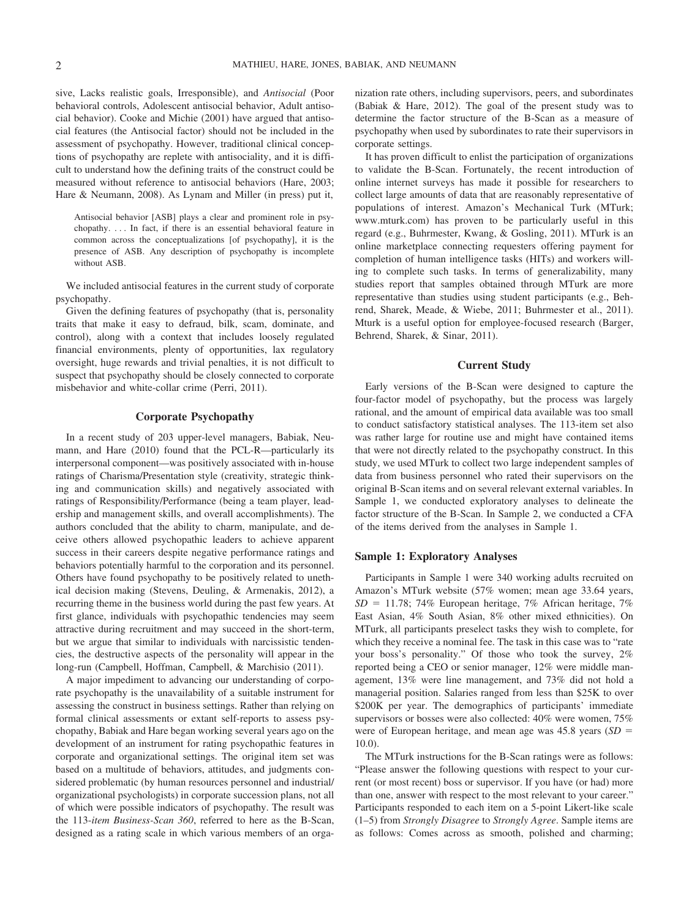sive, Lacks realistic goals, Irresponsible), and *Antisocial* (Poor behavioral controls, Adolescent antisocial behavior, Adult antisocial behavior). Cooke and Michie (2001) have argued that antisocial features (the Antisocial factor) should not be included in the assessment of psychopathy. However, traditional clinical conceptions of psychopathy are replete with antisociality, and it is difficult to understand how the defining traits of the construct could be measured without reference to antisocial behaviors (Hare, 2003; Hare & Neumann, 2008). As Lynam and Miller (in press) put it,

> Antisocial behavior [ASB] plays a clear and prominent role in psychopathy. . . . In fact, if there is an essential behavioral feature in common across the conceptualizations [of psychopathy], it is the presence of ASB. Any description of psychopathy is incomplete without ASB.

We included antisocial features in the current study of corporate psychopathy.

Given the defining features of psychopathy (that is, personality traits that make it easy to defraud, bilk, scam, dominate, and control), along with a context that includes loosely regulated financial environments, plenty of opportunities, lax regulatory oversight, huge rewards and trivial penalties, it is not difficult to suspect that psychopathy should be closely connected to corporate misbehavior and white-collar crime (Perri, 2011).

## Corporate Psychopathy

In a recent study of 203 upper-level managers, Babiak, Neumann, and Hare (2010) found that the PCL-R—particularly its interpersonal component—was positively associated with in-house ratings of Charisma/Presentation style (creativity, strategic thinking and communication skills) and negatively associated with ratings of Responsibility/Performance (being a team player, leadership and management skills, and overall accomplishments). The authors concluded that the ability to charm, manipulate, and deceive others allowed psychopathic leaders to achieve apparent success in their careers despite negative performance ratings and behaviors potentially harmful to the corporation and its personnel. Others have found psychopathy to be positively related to unethical decision making (Stevens, Deuling, & Armenakis, 2012), a recurring theme in the business world during the past few years. At first glance, individuals with psychopathic tendencies may seem attractive during recruitment and may succeed in the short-term, but we argue that similar to individuals with narcissistic tendencies, the destructive aspects of the personality will appear in the long-run (Campbell, Hoffman, Campbell, & Marchisio (2011).

A major impediment to advancing our understanding of corporate psychopathy is the unavailability of a suitable instrument for assessing the construct in business settings. Rather than relying on formal clinical assessments or extant self-reports to assess psychopathy, Babiak and Hare began working several years ago on the development of an instrument for rating psychopathic features in corporate and organizational settings. The original item set was based on a multitude of behaviors, attitudes, and judgments considered problematic (by human resources personnel and industrial/organizational psychologists) in corporate succession plans, not all of which were possible indicators of psychopathy. The result was the 113-*item Business-Scan 360*, referred to here as the B-Scan, designed as a rating scale in which various members of an organization rate others, including supervisors, peers, and subordinates (Babiak & Hare, 2012). The goal of the present study was to determine the factor structure of the B-Scan as a measure of psychopathy when used by subordinates to rate their supervisors in corporate settings.

It has proven difficult to enlist the participation of organizations to validate the B-Scan. Fortunately, the recent introduction of online internet surveys has made it possible for researchers to collect large amounts of data that are reasonably representative of populations of interest. Amazon's Mechanical Turk (MTurk; www.mturk.com) has proven to be particularly useful in this regard (e.g., Buhrmester, Kwang, & Gosling, 2011). MTurk is an online marketplace connecting requesters offering payment for completion of human intelligence tasks (HITs) and workers willing to complete such tasks. In terms of generalizability, many studies report that samples obtained through MTurk are more representative than studies using student participants (e.g., Behrend, Sharek, Meade, & Wiebe, 2011; Buhrmester et al., 2011). Mturk is a useful option for employee-focused research (Barger, Behrend, Sharek, & Sinar, 2011).

## Current Study

Early versions of the B-Scan were designed to capture the four-factor model of psychopathy, but the process was largely rational, and the amount of empirical data available was too small to conduct satisfactory statistical analyses. The 113-item set also was rather large for routine use and might have contained items that were not directly related to the psychopathy construct. In this study, we used MTurk to collect two large independent samples of data from business personnel who rated their supervisors on the original B-Scan items and on several relevant external variables. In Sample 1, we conducted exploratory analyses to delineate the factor structure of the B-Scan. In Sample 2, we conducted a CFA of the items derived from the analyses in Sample 1.

### Sample 1: Exploratory Analyses

Participants in Sample 1 were 340 working adults recruited on Amazon's MTurk website (57% women; mean age 33.64 years, $SD$ = 11.78; 74% European heritage, 7% African heritage, 7% East Asian, 4% South Asian, 8% other mixed ethnicities). On MTurk, all participants preselect tasks they wish to complete, for which they receive a nominal fee. The task in this case was to "rate your boss's personality." Of those who took the survey, 2% reported being a CEO or senior manager, 12% were middle management, 13% were line management, and 73% did not hold a managerial position. Salaries ranged from less than $25K to over $200K per year. The demographics of participants' immediate supervisors or bosses were also collected: 40% were women, 75% were of European heritage, and mean age was 45.8 years ($SD$ = 10.0).

The MTurk instructions for the B-Scan ratings were as follows: "Please answer the following questions with respect to your current (or most recent) boss or supervisor. If you have (or had) more than one, answer with respect to the most relevant to your career." Participants responded to each item on a 5-point Likert-like scale (1–5) from *Strongly Disagree* to *Strongly Agree*. Sample items are as follows: Comes across as smooth, polished and charming;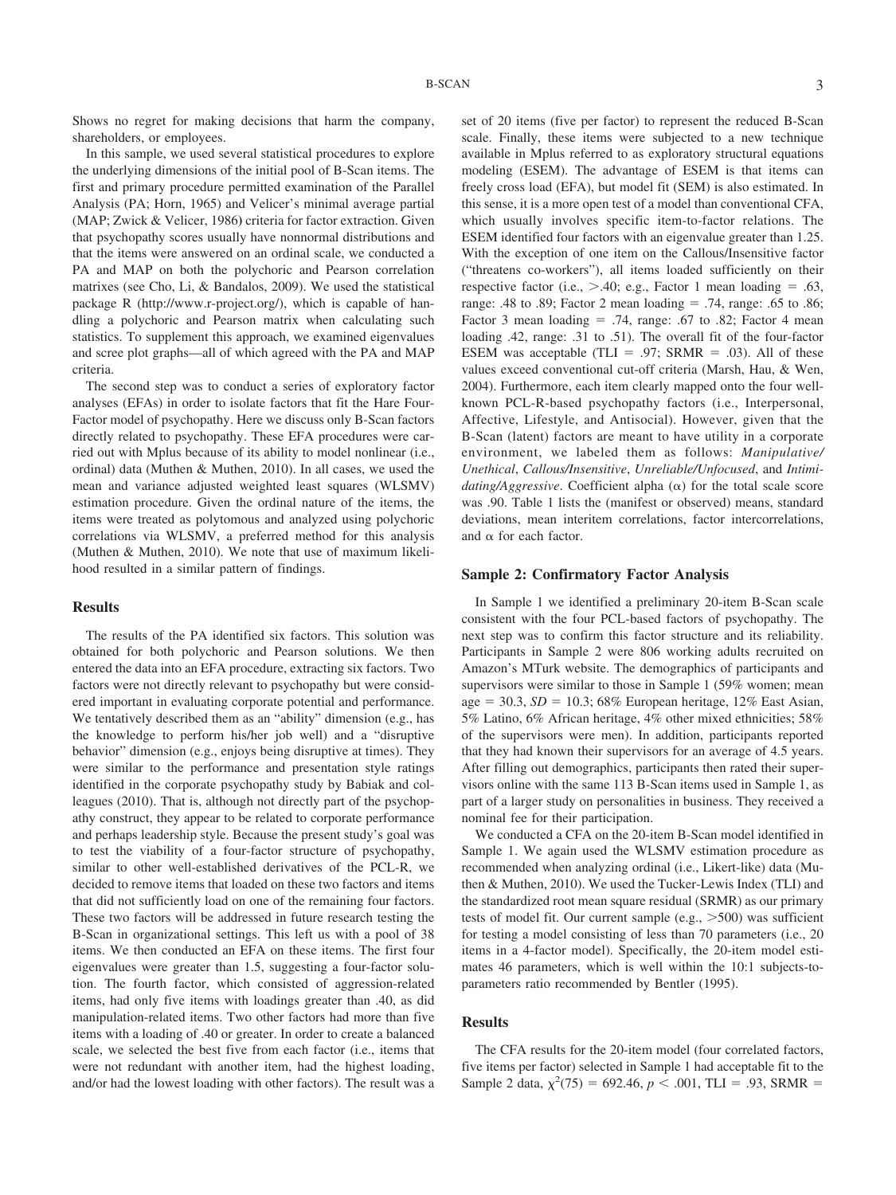Shows no regret for making decisions that harm the company, shareholders, or employees.

In this sample, we used several statistical procedures to explore the underlying dimensions of the initial pool of B-Scan items. The first and primary procedure permitted examination of the Parallel Analysis (PA; Horn, 1965) and Velicer's minimal average partial (MAP; Zwick & Velicer, 1986) criteria for factor extraction. Given that psychopathy scores usually have nonnormal distributions and that the items were answered on an ordinal scale, we conducted a PA and MAP on both the polychoric and Pearson correlation matrixes (see Cho, Li, & Bandalos, 2009). We used the statistical package R (http://www.r-project.org/), which is capable of handling a polychoric and Pearson matrix when calculating such statistics. To supplement this approach, we examined eigenvalues and scree plot graphs—all of which agreed with the PA and MAP criteria.

The second step was to conduct a series of exploratory factor analyses (EFAs) in order to isolate factors that fit the Hare Four-Factor model of psychopathy. Here we discuss only B-Scan factors directly related to psychopathy. These EFA procedures were carried out with Mplus because of its ability to model nonlinear (i.e., ordinal) data (Muthen & Muthen, 2010). In all cases, we used the mean and variance adjusted weighted least squares (WLSMV) estimation procedure. Given the ordinal nature of the items, the items were treated as polytomous and analyzed using polychoric correlations via WLSMV, a preferred method for this analysis (Muthen & Muthen, 2010). We note that use of maximum likelihood resulted in a similar pattern of findings.

### Results

The results of the PA identified six factors. This solution was obtained for both polychoric and Pearson solutions. We then entered the data into an EFA procedure, extracting six factors. Two factors were not directly relevant to psychopathy but were considered important in evaluating corporate potential and performance. We tentatively described them as an "ability" dimension (e.g., has the knowledge to perform his/her job well) and a "disruptive behavior" dimension (e.g., enjoys being disruptive at times). They were similar to the performance and presentation style ratings identified in the corporate psychopathy study by Babiak and colleagues (2010). That is, although not directly part of the psychopathy construct, they appear to be related to corporate performance and perhaps leadership style. Because the present study's goal was to test the viability of a four-factor structure of psychopathy, similar to other well-established derivatives of the PCL-R, we decided to remove items that loaded on these two factors and items that did not sufficiently load on one of the remaining four factors. These two factors will be addressed in future research testing the B-Scan in organizational settings. This left us with a pool of 38 items. We then conducted an EFA on these items. The first four eigenvalues were greater than 1.5, suggesting a four-factor solution. The fourth factor, which consisted of aggression-related items, had only five items with loadings greater than .40, as did manipulation-related items. Two other factors had more than five items with a loading of .40 or greater. In order to create a balanced scale, we selected the best five from each factor (i.e., items that were not redundant with another item, had the highest loading, and/or had the lowest loading with other factors). The result was a set of 20 items (five per factor) to represent the reduced B-Scan scale. Finally, these items were subjected to a new technique available in Mplus referred to as exploratory structural equations modeling (ESEM). The advantage of ESEM is that items can freely cross load (EFA), but model fit (SEM) is also estimated. In this sense, it is a more open test of a model than conventional CFA, which usually involves specific item-to-factor relations. The ESEM identified four factors with an eigenvalue greater than 1.25. With the exception of one item on the Callous/Insensitive factor ("threatens co-workers"), all items loaded sufficiently on their respective factor (i.e., >.40; e.g., Factor 1 mean loading = .63, range: .48 to .89; Factor 2 mean loading = .74, range: .65 to .86; Factor 3 mean loading = .74, range: .67 to .82; Factor 4 mean loading .42, range: .31 to .51). The overall fit of the four-factor ESEM was acceptable (TLI = .97; SRMR = .03). All of these values exceed conventional cut-off criteria (Marsh, Hau, & Wen, 2004). Furthermore, each item clearly mapped onto the four well-known PCL-R-based psychopathy factors (i.e., Interpersonal, Affective, Lifestyle, and Antisocial). However, given that the B-Scan (latent) factors are meant to have utility in a corporate environment, we labeled them as follows: *Manipulative/Unethical*, *Callous/Insensitive*, *Unreliable/Unfocused*, and *Intimidating/Aggressive*. Coefficient alpha ($\alpha$) for the total scale score was .90. Table 1 lists the (manifest or observed) means, standard deviations, mean interitem correlations, factor intercorrelations, and $\alpha$ for each factor.

## Sample 2: Confirmatory Factor Analysis

In Sample 1 we identified a preliminary 20-item B-Scan scale consistent with the four PCL-based factors of psychopathy. The next step was to confirm this factor structure and its reliability. Participants in Sample 2 were 806 working adults recruited on Amazon's MTurk website. The demographics of participants and supervisors were similar to those in Sample 1 (59% women; mean age = 30.3, *SD* = 10.3; 68% European heritage, 12% East Asian, 5% Latino, 6% African heritage, 4% other mixed ethnicities; 58% of the supervisors were men). In addition, participants reported that they had known their supervisors for an average of 4.5 years. After filling out demographics, participants then rated their supervisors online with the same 113 B-Scan items used in Sample 1, as part of a larger study on personalities in business. They received a nominal fee for their participation.

We conducted a CFA on the 20-item B-Scan model identified in Sample 1. We again used the WLSMV estimation procedure as recommended when analyzing ordinal (i.e., Likert-like) data (Muthen & Muthen, 2010). We used the Tucker-Lewis Index (TLI) and the standardized root mean square residual (SRMR) as our primary tests of model fit. Our current sample (e.g., >500) was sufficient for testing a model consisting of less than 70 parameters (i.e., 20 items in a 4-factor model). Specifically, the 20-item model estimates 46 parameters, which is well within the 10:1 subjects-to-parameters ratio recommended by Bentler (1995).

### Results

The CFA results for the 20-item model (four correlated factors, five items per factor) selected in Sample 1 had acceptable fit to the Sample 2 data, $\chi^2(75) = 692.46$, $p < .001$, TLI = .93, SRMR =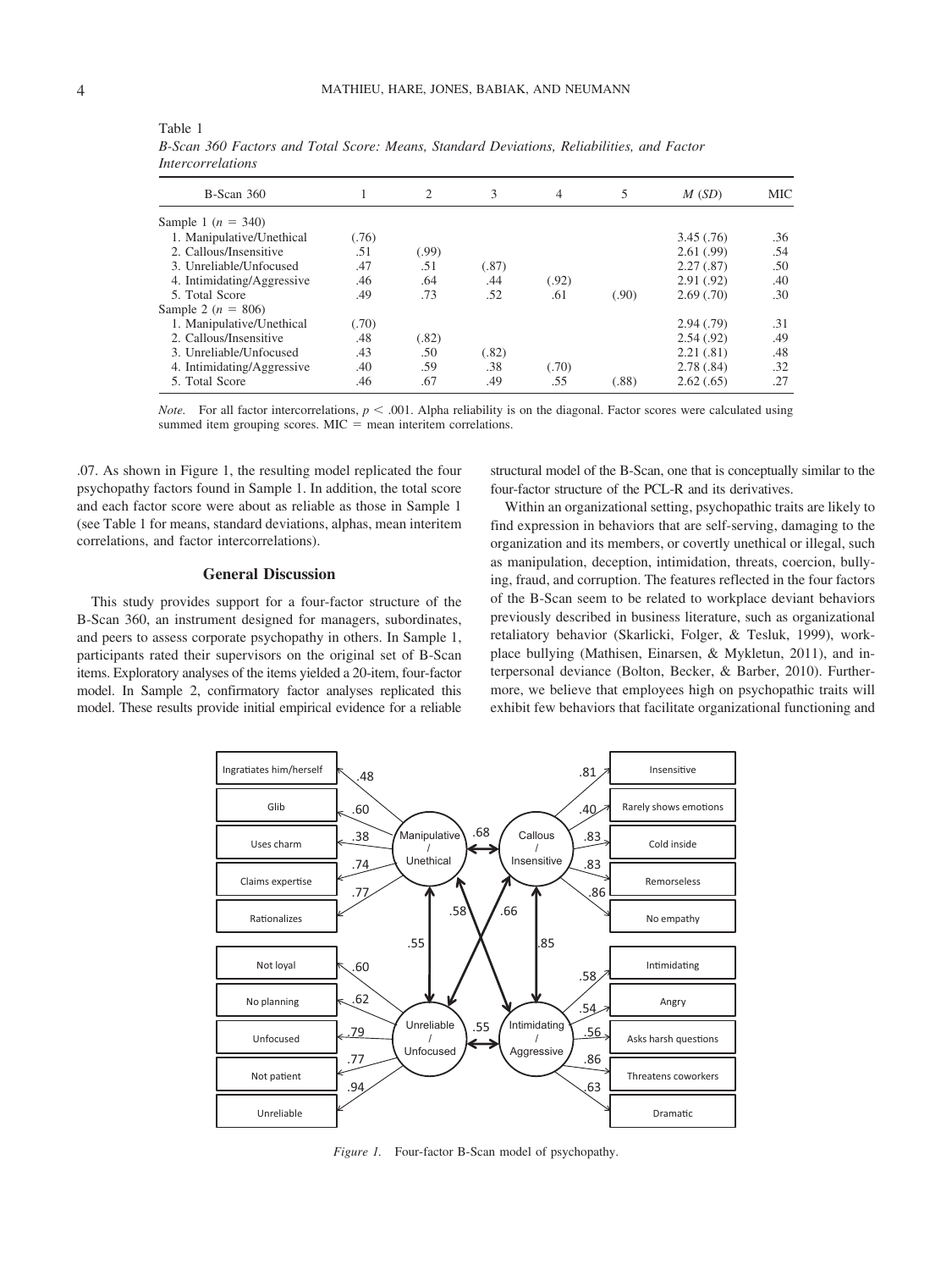Table 1
*B-Scan 360 Factors and Total Score: Means, Standard Deviations, Reliabilities, and Factor Intercorrelations*

| B-Scan 360 | 1 | 2 | 3 | 4 | 5 | *M* (*SD*) | MIC |
|---|---|---|---|---|---|---|---|
| Sample 1 ($n = 340$) | | | | | | | |
| 1. Manipulative/Unethical | (.76) | | | | | 3.45 (.76) | .36 |
| 2. Callous/Insensitive | .51 | (.99) | | | | 2.61 (.99) | .54 |
| 3. Unreliable/Unfocused | .47 | .51 | (.87) | | | 2.27 (.87) | .50 |
| 4. Intimidating/Aggressive | .46 | .64 | .44 | (.92) | | 2.91 (.92) | .40 |
| 5. Total Score | .49 | .73 | .52 | .61 | (.90) | 2.69 (.70) | .30 |
| Sample 2 ($n = 806$) | | | | | | | |
| 1. Manipulative/Unethical | (.70) | | | | | 2.94 (.79) | .31 |
| 2. Callous/Insensitive | .48 | (.82) | | | | 2.54 (.92) | .49 |
| 3. Unreliable/Unfocused | .43 | .50 | (.82) | | | 2.21 (.81) | .48 |
| 4. Intimidating/Aggressive | .40 | .59 | .38 | (.70) | | 2.78 (.84) | .32 |
| 5. Total Score | .46 | .67 | .49 | .55 | (.88) | 2.62 (.65) | .27 |

*Note.* For all factor intercorrelations, $p < .001$. Alpha reliability is on the diagonal. Factor scores were calculated using summed item grouping scores. MIC = mean interitem correlations.

.07. As shown in Figure 1, the resulting model replicated the four psychopathy factors found in Sample 1. In addition, the total score and each factor score were about as reliable as those in Sample 1 (see Table 1 for means, standard deviations, alphas, mean interitem correlations, and factor intercorrelations).

## General Discussion

This study provides support for a four-factor structure of the B-Scan 360, an instrument designed for managers, subordinates, and peers to assess corporate psychopathy in others. In Sample 1, participants rated their supervisors on the original set of B-Scan items. Exploratory analyses of the items yielded a 20-item, four-factor model. In Sample 2, confirmatory factor analyses replicated this model. These results provide initial empirical evidence for a reliable structural model of the B-Scan, one that is conceptually similar to the four-factor structure of the PCL-R and its derivatives.

Within an organizational setting, psychopathic traits are likely to find expression in behaviors that are self-serving, damaging to the organization and its members, or covertly unethical or illegal, such as manipulation, deception, intimidation, threats, coercion, bullying, fraud, and corruption. The features reflected in the four factors of the B-Scan seem to be related to workplace deviant behaviors previously described in business literature, such as organizational retaliatory behavior (Skarlicki, Folger, & Tesluk, 1999), workplace bullying (Mathisen, Einarsen, & Mykletun, 2011), and interpersonal deviance (Bolton, Becker, & Barber, 2010). Furthermore, we believe that employees high on psychopathic traits will exhibit few behaviors that facilitate organizational functioning and

*Figure 1.* Four-factor B-Scan model of psychopathy.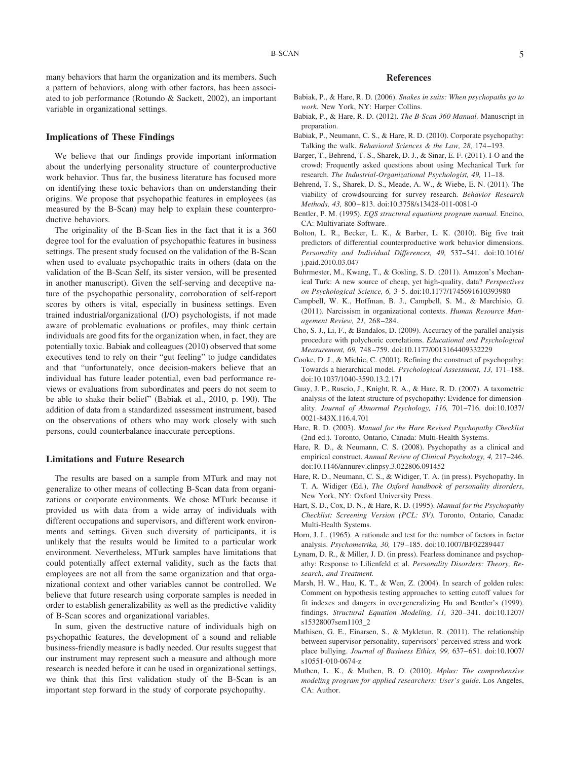many behaviors that harm the organization and its members. Such a pattern of behaviors, along with other factors, has been associated to job performance (Rotundo & Sackett, 2002), an important variable in organizational settings.

## Implications of These Findings

We believe that our findings provide important information about the underlying personality structure of counterproductive work behavior. Thus far, the business literature has focused more on identifying these toxic behaviors than on understanding their origins. We propose that psychopathic features in employees (as measured by the B-Scan) may help to explain these counterproductive behaviors.

The originality of the B-Scan lies in the fact that it is a 360 degree tool for the evaluation of psychopathic features in business settings. The present study focused on the validation of the B-Scan when used to evaluate psychopathic traits in others (data on the validation of the B-Scan Self, its sister version, will be presented in another manuscript). Given the self-serving and deceptive nature of the psychopathic personality, corroboration of self-report scores by others is vital, especially in business settings. Even trained industrial/organizational (I/O) psychologists, if not made aware of problematic evaluations or profiles, may think certain individuals are good fits for the organization when, in fact, they are potentially toxic. Babiak and colleagues (2010) observed that some executives tend to rely on their "gut feeling" to judge candidates and that "unfortunately, once decision-makers believe that an individual has future leader potential, even bad performance reviews or evaluations from subordinates and peers do not seem to be able to shake their belief" (Babiak et al., 2010, p. 190). The addition of data from a standardized assessment instrument, based on the observations of others who may work closely with such persons, could counterbalance inaccurate perceptions.

## Limitations and Future Research

The results are based on a sample from MTurk and may not generalize to other means of collecting B-Scan data from organizations or corporate environments. We chose MTurk because it provided us with data from a wide array of individuals with different occupations and supervisors, and different work environments and settings. Given such diversity of participants, it is unlikely that the results would be limited to a particular work environment. Nevertheless, MTurk samples have limitations that could potentially affect external validity, such as the facts that employees are not all from the same organization and that organizational context and other variables cannot be controlled. We believe that future research using corporate samples is needed in order to establish generalizability as well as the predictive validity of B-Scan scores and organizational variables.

In sum, given the destructive nature of individuals high on psychopathic features, the development of a sound and reliable business-friendly measure is badly needed. Our results suggest that our instrument may represent such a measure and although more research is needed before it can be used in organizational settings, we think that this first validation study of the B-Scan is an important step forward in the study of corporate psychopathy.

## References

Babiak, P., & Hare, R. D. (2006). *Snakes in suits: When psychopaths go to work.* New York, NY: Harper Collins.

Babiak, P., & Hare, R. D. (2012). *The B-Scan 360 Manual.* Manuscript in preparation.

Babiak, P., Neumann, C. S., & Hare, R. D. (2010). Corporate psychopathy: Talking the walk. *Behavioral Sciences & the Law, 28,* 174–193.

Barger, T., Behrend, T. S., Sharek, D. J., & Sinar, E. F. (2011). I-O and the crowd: Frequently asked questions about using Mechanical Turk for research. *The Industrial-Organizational Psychologist, 49,* 11–18.

Behrend, T. S., Sharek, D. S., Meade, A. W., & Wiebe, E. N. (2011). The viability of crowdsourcing for survey research. *Behavior Research Methods, 43,* 800–813. doi:10.3758/s13428-011-0081-0

Bentler, P. M. (1995). *EQS structural equations program manual.* Encino, CA: Multivariate Software.

Bolton, L. R., Becker, L. K., & Barber, L. K. (2010). Big five trait predictors of differential counterproductive work behavior dimensions. *Personality and Individual Differences, 49,* 537–541. doi:10.1016/j.paid.2010.03.047

Buhrmester, M., Kwang, T., & Gosling, S. D. (2011). Amazon's Mechanical Turk: A new source of cheap, yet high-quality, data? *Perspectives on Psychological Science, 6,* 3–5. doi:10.1177/1745691610393980

Campbell, W. K., Hoffman, B. J., Campbell, S. M., & Marchisio, G. (2011). Narcissism in organizational contexts. *Human Resource Management Review, 21,* 268–284.

Cho, S. J., Li, F., & Bandalos, D. (2009). Accuracy of the parallel analysis procedure with polychoric correlations. *Educational and Psychological Measurement, 69,* 748–759. doi:10.1177/0013164409332229

Cooke, D. J., & Michie, C. (2001). Refining the construct of psychopathy: Towards a hierarchical model. *Psychological Assessment, 13,* 171–188. doi:10.1037/1040-3590.13.2.171

Guay, J. P., Ruscio, J., Knight, R. A., & Hare, R. D. (2007). A taxometric analysis of the latent structure of psychopathy: Evidence for dimensionality. *Journal of Abnormal Psychology, 116,* 701–716. doi:10.1037/0021-843X.116.4.701

Hare, R. D. (2003). *Manual for the Hare Revised Psychopathy Checklist* (2nd ed.). Toronto, Ontario, Canada: Multi-Health Systems.

Hare, R. D., & Neumann, C. S. (2008). Psychopathy as a clinical and empirical construct. *Annual Review of Clinical Psychology, 4,* 217–246. doi:10.1146/annurev.clinpsy.3.022806.091452

Hare, R. D., Neumann, C. S., & Widiger, T. A. (in press). Psychopathy. In T. A. Widiger (Ed.), *The Oxford handbook of personality disorders*, New York, NY: Oxford University Press.

Hart, S. D., Cox, D. N., & Hare, R. D. (1995). *Manual for the Psychopathy Checklist: Screening Version (PCL: SV).* Toronto, Ontario, Canada: Multi-Health Systems.

Horn, J. L. (1965). A rationale and test for the number of factors in factor analysis. *Psychometrika, 30,* 179–185. doi:10.1007/BF02289447

Lynam, D. R., & Miller, J. D. (in press). Fearless dominance and psychopathy: Response to Lilienfeld et al. *Personality Disorders: Theory, Research, and Treatment.*

Marsh, H. W., Hau, K. T., & Wen, Z. (2004). In search of golden rules: Comment on hypothesis testing approaches to setting cutoff values for fit indexes and dangers in overgeneralizing Hu and Bentler's (1999). findings. *Structural Equation Modeling, 11,* 320–341. doi:10.1207/s15328007sem1103_2

Mathisen, G. E., Einarsen, S., & Mykletun, R. (2011). The relationship between supervisor personality, supervisors' perceived stress and workplace bullying. *Journal of Business Ethics, 99,* 637–651. doi:10.1007/s10551-010-0674-z

Muthen, L. K., & Muthen, B. O. (2010). *Mplus: The comprehensive modeling program for applied researchers: User's guide.* Los Angeles, CA: Author.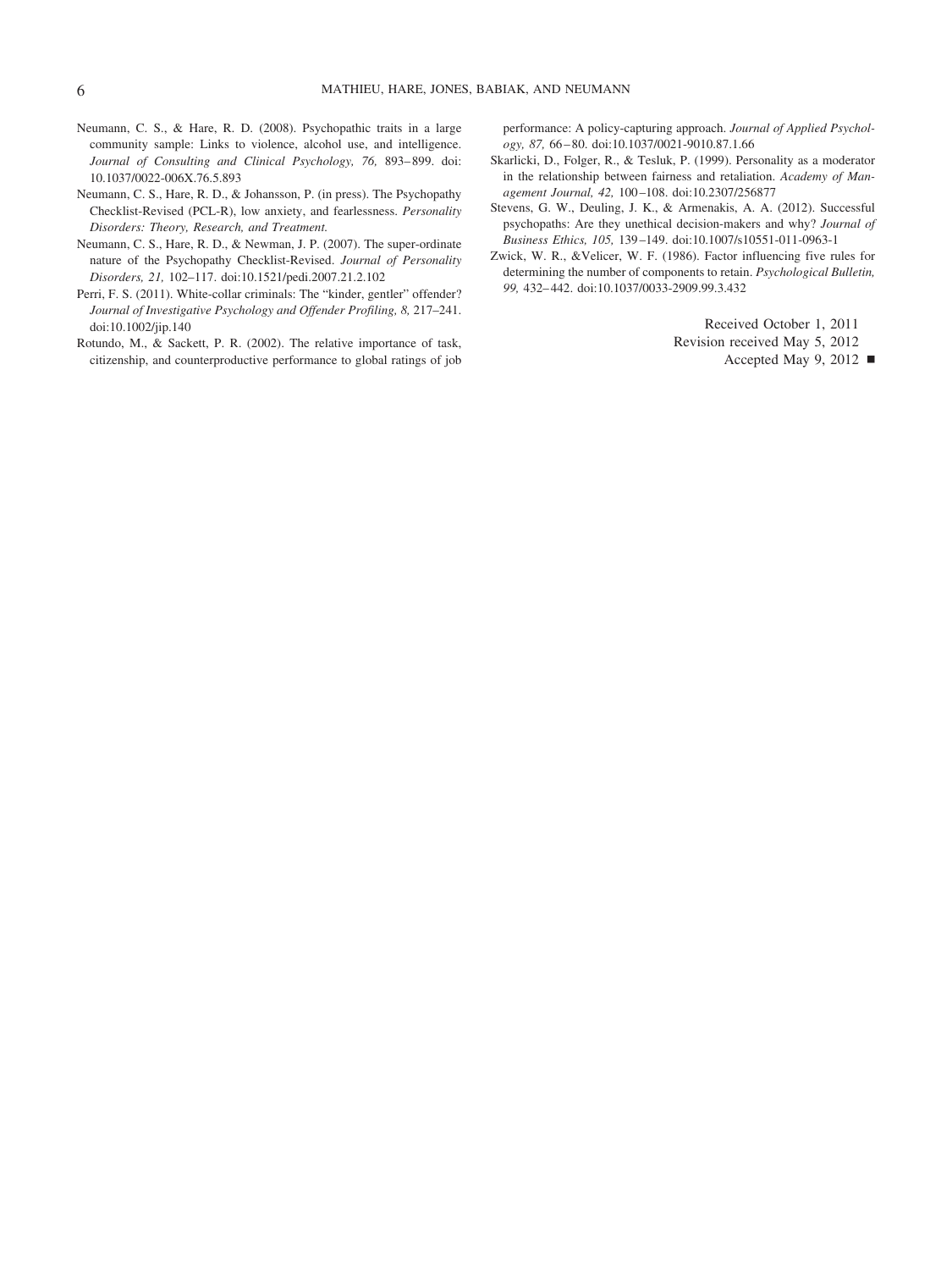Neumann, C. S., & Hare, R. D. (2008). Psychopathic traits in a large community sample: Links to violence, alcohol use, and intelligence. *Journal of Consulting and Clinical Psychology, 76,* 893–899. doi: 10.1037/0022-006X.76.5.893

Neumann, C. S., Hare, R. D., & Johansson, P. (in press). The Psychopathy Checklist-Revised (PCL-R), low anxiety, and fearlessness. *Personality Disorders: Theory, Research, and Treatment.*

Neumann, C. S., Hare, R. D., & Newman, J. P. (2007). The super-ordinate nature of the Psychopathy Checklist-Revised. *Journal of Personality Disorders, 21,* 102–117. doi:10.1521/pedi.2007.21.2.102

Perri, F. S. (2011). White-collar criminals: The "kinder, gentler" offender? *Journal of Investigative Psychology and Offender Profiling, 8,* 217–241. doi:10.1002/jip.140

Rotundo, M., & Sackett, P. R. (2002). The relative importance of task, citizenship, and counterproductive performance to global ratings of job performance: A policy-capturing approach. *Journal of Applied Psychology, 87,* 66–80. doi:10.1037/0021-9010.87.1.66

Skarlicki, D., Folger, R., & Tesluk, P. (1999). Personality as a moderator in the relationship between fairness and retaliation. *Academy of Management Journal, 42,* 100–108. doi:10.2307/256877

Stevens, G. W., Deuling, J. K., & Armenakis, A. A. (2012). Successful psychopaths: Are they unethical decision-makers and why? *Journal of Business Ethics, 105,* 139–149. doi:10.1007/s10551-011-0963-1

Zwick, W. R., &Velicer, W. F. (1986). Factor influencing five rules for determining the number of components to retain. *Psychological Bulletin, 99,* 432–442. doi:10.1037/0033-2909.99.3.432

Received October 1, 2011
Revision received May 5, 2012
Accepted May 9, 2012 ■